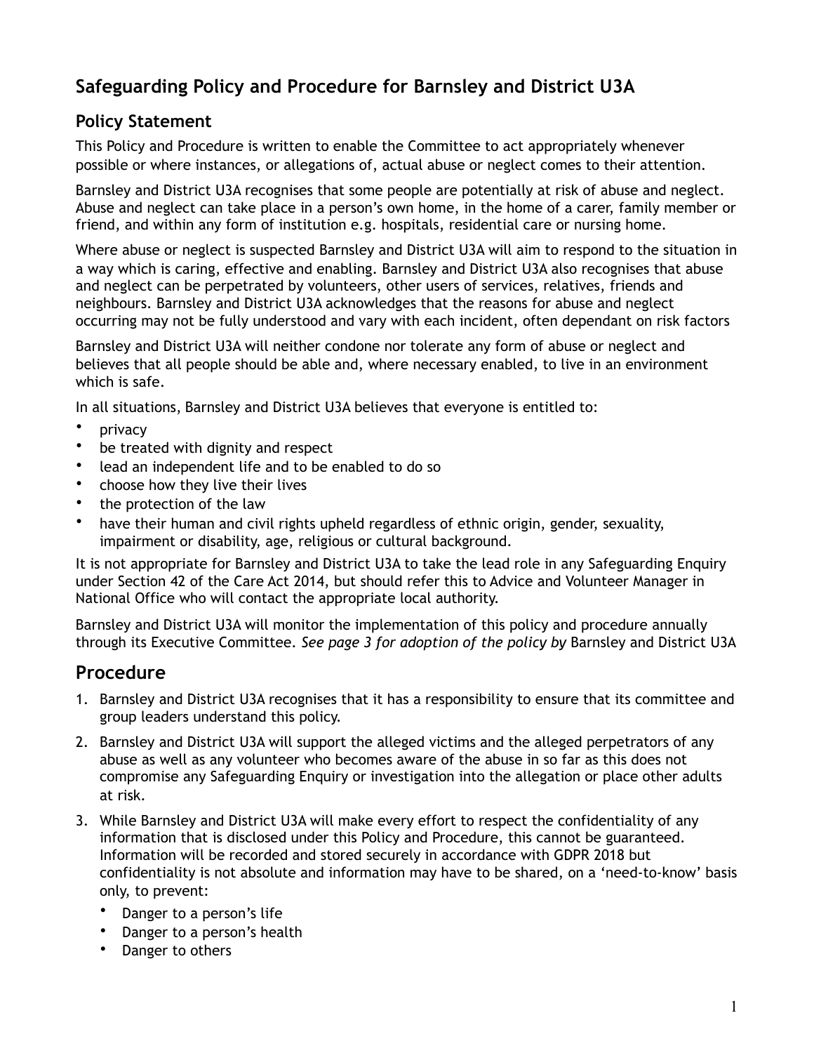# Safeguarding Policy and Procedure for Barnsley and District U3A

## Policy Statement

This Policy and Procedure is written to enable the Committee to act appropriately whenever possible or where instances, or allegations of, actual abuse or neglect comes to their attention.

Barnsley and District U3A recognises that some people are potentially at risk of abuse and neglect. Abuse and neglect can take place in a person's own home, in the home of a carer, family member or friend, and within any form of institution e.g. hospitals, residential care or nursing home.

Where abuse or neglect is suspected Barnsley and District U3A will aim to respond to the situation in a way which is caring, effective and enabling. Barnsley and District U3A also recognises that abuse and neglect can be perpetrated by volunteers, other users of services, relatives, friends and neighbours. Barnsley and District U3A acknowledges that the reasons for abuse and neglect occurring may not be fully understood and vary with each incident, often dependant on risk factors

Barnsley and District U3A will neither condone nor tolerate any form of abuse or neglect and believes that all people should be able and, where necessary enabled, to live in an environment which is safe.

In all situations, Barnsley and District U3A believes that everyone is entitled to:

- privacy
- be treated with dignity and respect
- lead an independent life and to be enabled to do so
- choose how they live their lives
- the protection of the law
- have their human and civil rights upheld regardless of ethnic origin, gender, sexuality, impairment or disability, age, religious or cultural background.

It is not appropriate for Barnsley and District U3A to take the lead role in any Safeguarding Enquiry under Section 42 of the Care Act 2014, but should refer this to Advice and Volunteer Manager in National Office who will contact the appropriate local authority.

Barnsley and District U3A will monitor the implementation of this policy and procedure annually through its Executive Committee. *See page 3 for adoption of the policy by* Barnsley and District U3A

## Procedure

1. Barnsley and District U3A recognises that it has a responsibility to ensure that its committee and group leaders understand this policy.
2. Barnsley and District U3A will support the alleged victims and the alleged perpetrators of any abuse as well as any volunteer who becomes aware of the abuse in so far as this does not compromise any Safeguarding Enquiry or investigation into the allegation or place other adults at risk.
3. While Barnsley and District U3A will make every effort to respect the confidentiality of any information that is disclosed under this Policy and Procedure, this cannot be guaranteed. Information will be recorded and stored securely in accordance with GDPR 2018 but confidentiality is not absolute and information may have to be shared, on a 'need-to-know' basis only, to prevent:
   - Danger to a person's life
   - Danger to a person's health
   - Danger to others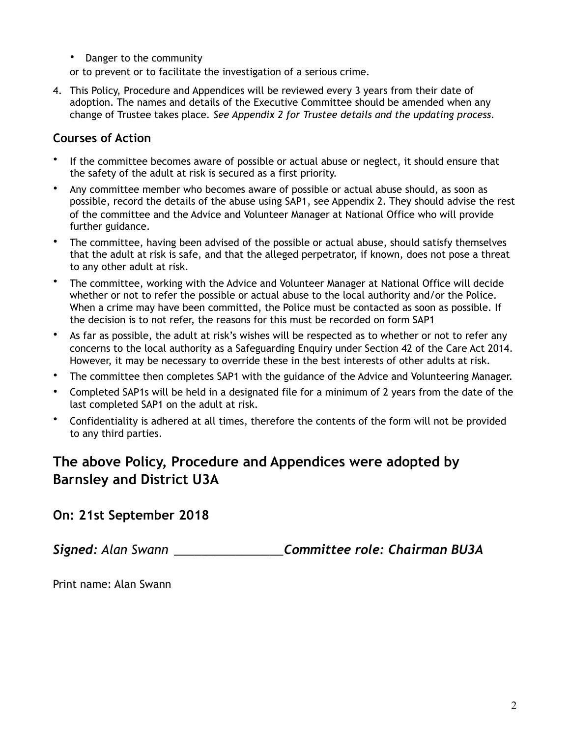- Danger to the community

or to prevent or to facilitate the investigation of a serious crime.

4. This Policy, Procedure and Appendices will be reviewed every 3 years from their date of adoption. The names and details of the Executive Committee should be amended when any change of Trustee takes place. *See Appendix 2 for Trustee details and the updating process.*

### Courses of Action

- If the committee becomes aware of possible or actual abuse or neglect, it should ensure that the safety of the adult at risk is secured as a first priority.
- Any committee member who becomes aware of possible or actual abuse should, as soon as possible, record the details of the abuse using SAP1, see Appendix 2. They should advise the rest of the committee and the Advice and Volunteer Manager at National Office who will provide further guidance.
- The committee, having been advised of the possible or actual abuse, should satisfy themselves that the adult at risk is safe, and that the alleged perpetrator, if known, does not pose a threat to any other adult at risk.
- The committee, working with the Advice and Volunteer Manager at National Office will decide whether or not to refer the possible or actual abuse to the local authority and/or the Police. When a crime may have been committed, the Police must be contacted as soon as possible. If the decision is to not refer, the reasons for this must be recorded on form SAP1
- As far as possible, the adult at risk's wishes will be respected as to whether or not to refer any concerns to the local authority as a Safeguarding Enquiry under Section 42 of the Care Act 2014. However, it may be necessary to override these in the best interests of other adults at risk.
- The committee then completes SAP1 with the guidance of the Advice and Volunteering Manager.
- Completed SAP1s will be held in a designated file for a minimum of 2 years from the date of the last completed SAP1 on the adult at risk.
- Confidentiality is adhered at all times, therefore the contents of the form will not be provided to any third parties.

## The above Policy, Procedure and Appendices were adopted by Barnsley and District U3A

### On: 21st September 2018

***Signed:** Alan Swann ________________**Committee role: Chairman BU3A***

Print name: Alan Swann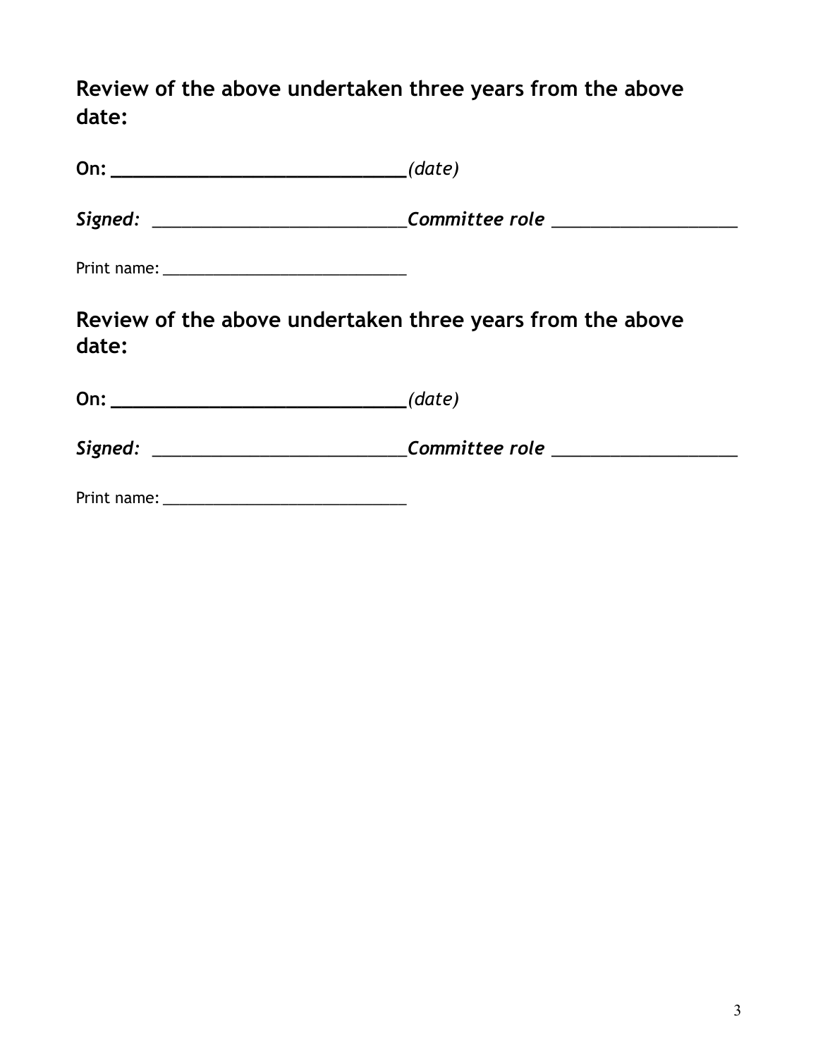**Review of the above undertaken three years from the above date:**

**On: ______________________________***(date)*

***Signed:*** ***___________________________Committee role ____________________***

Print name: ______________________________

**Review of the above undertaken three years from the above date:**

**On: ______________________________***(date)*

***Signed:*** ***___________________________Committee role ____________________***

Print name: ______________________________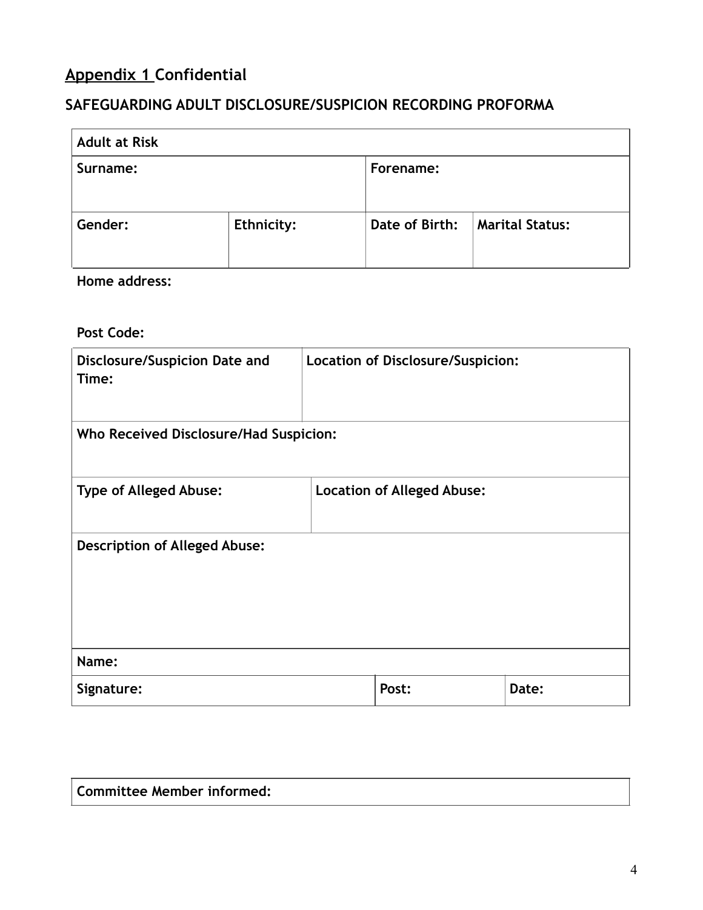## <u>Appendix 1</u> Confidential

### SAFEGUARDING ADULT DISCLOSURE/SUSPICION RECORDING PROFORMA

| **Adult at Risk** | | | |
|---|---|---|---|
| **Surname:** | | **Forename:** | |
| **Gender:** | **Ethnicity:** | **Date of Birth:** | **Marital Status:** |

**Home address:**

**Post Code:**

| **Disclosure/Suspicion Date and Time:** | **Location of Disclosure/Suspicion:** |
|---|---|
| **Who Received Disclosure/Had Suspicion:** | |
| **Type of Alleged Abuse:** | **Location of Alleged Abuse:** |
| **Description of Alleged Abuse:** | |

| **Name:** | | |
|---|---|---|
| **Signature:** | **Post:** | **Date:** |

| **Committee Member informed:** |
|---|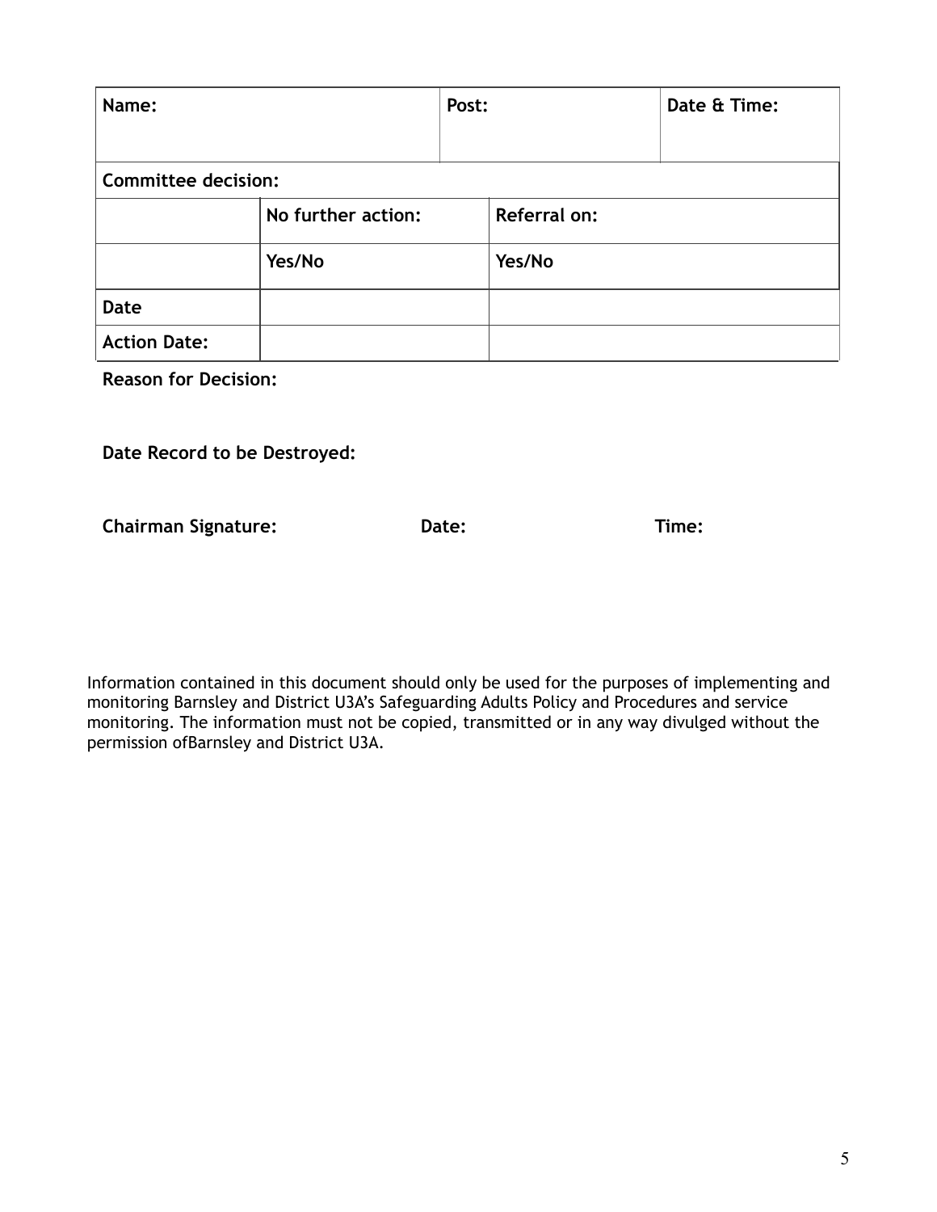| Name: | | Post: | Date & Time: |
|---|---|---|---|
| **Committee decision:** | | | |
| | **No further action:** | **Referral on:** | |
| | **Yes/No** | **Yes/No** | |
| **Date** | | | |
| **Action Date:** | | | |

**Reason for Decision:**

**Date Record to be Destroyed:**

**Chairman Signature:** **Date:** **Time:**

Information contained in this document should only be used for the purposes of implementing and monitoring Barnsley and District U3A's Safeguarding Adults Policy and Procedures and service monitoring. The information must not be copied, transmitted or in any way divulged without the permission ofBarnsley and District U3A.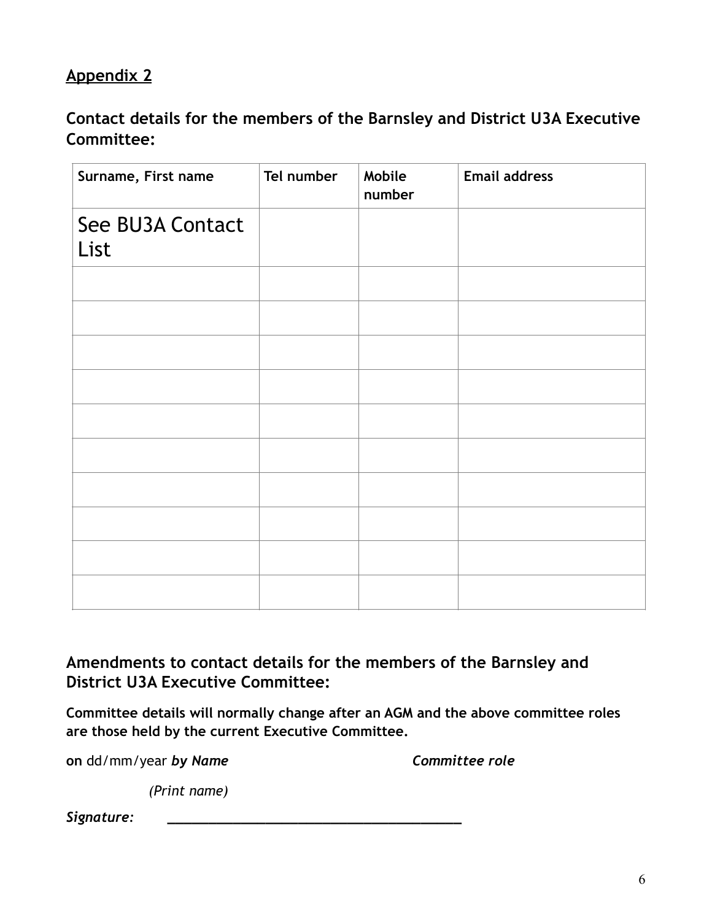## Appendix 2

### Contact details for the members of the Barnsley and District U3A Executive Committee:

| Surname, First name | Tel number | Mobile number | Email address |
|---|---|---|---|
| See BU3A Contact List | | | |
| | | | |
| | | | |
| | | | |
| | | | |
| | | | |
| | | | |
| | | | |
| | | | |
| | | | |
| | | | |

### Amendments to contact details for the members of the Barnsley and District U3A Executive Committee:

**Committee details will normally change after an AGM and the above committee roles are those held by the current Executive Committee.**

**on** dd/mm/year ***by Name*** ***Committee role***

*(Print name)*

***Signature:*** ________________________________________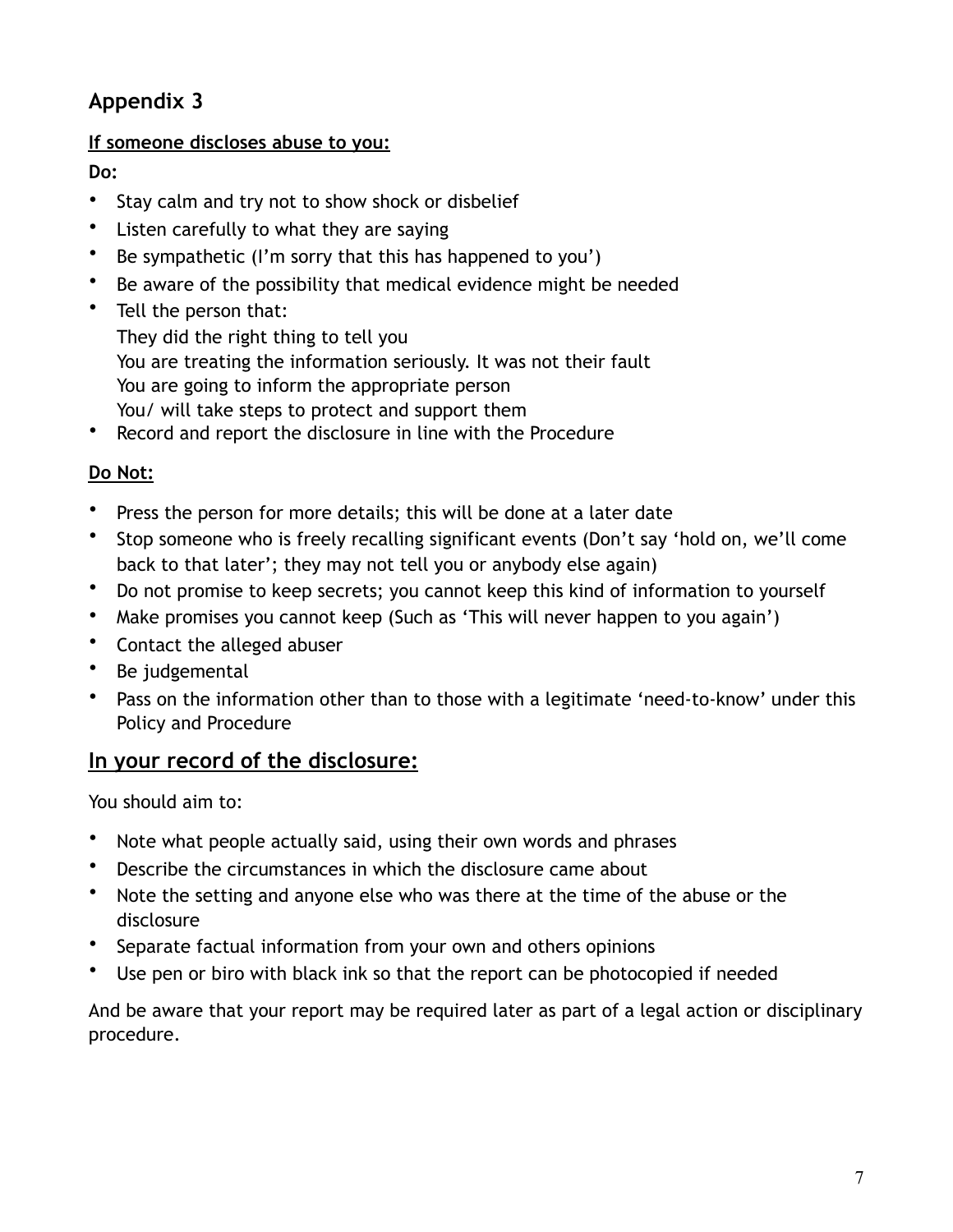## Appendix 3

**If someone discloses abuse to you:**

**Do:**

- Stay calm and try not to show shock or disbelief
- Listen carefully to what they are saying
- Be sympathetic (I'm sorry that this has happened to you')
- Be aware of the possibility that medical evidence might be needed
- Tell the person that:
  They did the right thing to tell you
  You are treating the information seriously. It was not their fault
  You are going to inform the appropriate person
  You/ will take steps to protect and support them
- Record and report the disclosure in line with the Procedure

**Do Not:**

- Press the person for more details; this will be done at a later date
- Stop someone who is freely recalling significant events (Don't say 'hold on, we'll come back to that later'; they may not tell you or anybody else again)
- Do not promise to keep secrets; you cannot keep this kind of information to yourself
- Make promises you cannot keep (Such as 'This will never happen to you again')
- Contact the alleged abuser
- Be judgemental
- Pass on the information other than to those with a legitimate 'need-to-know' under this Policy and Procedure

## In your record of the disclosure:

You should aim to:

- Note what people actually said, using their own words and phrases
- Describe the circumstances in which the disclosure came about
- Note the setting and anyone else who was there at the time of the abuse or the disclosure
- Separate factual information from your own and others opinions
- Use pen or biro with black ink so that the report can be photocopied if needed

And be aware that your report may be required later as part of a legal action or disciplinary procedure.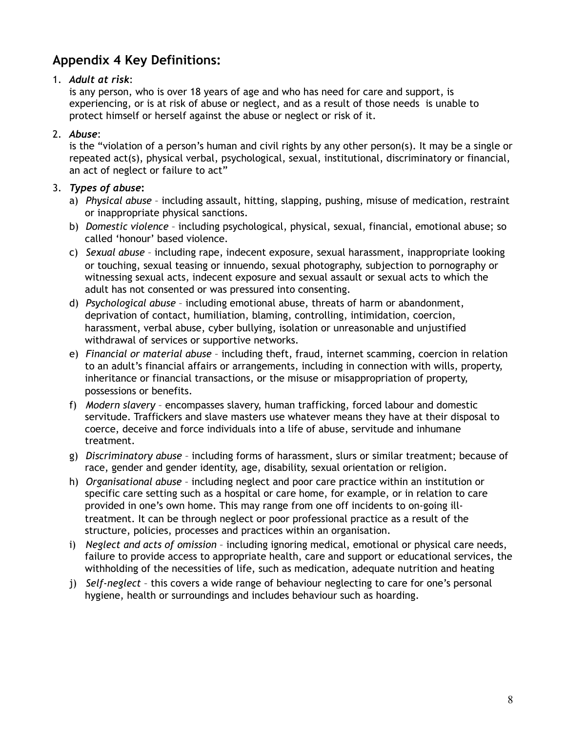## Appendix 4 Key Definitions:

1. ***Adult at risk***:
   is any person, who is over 18 years of age and who has need for care and support, is experiencing, or is at risk of abuse or neglect, and as a result of those needs  is unable to protect himself or herself against the abuse or neglect or risk of it.

2. ***Abuse***:
   is the "violation of a person's human and civil rights by any other person(s). It may be a single or repeated act(s), physical verbal, psychological, sexual, institutional, discriminatory or financial, an act of neglect or failure to act"

3. ***Types of abuse***:
   a) *Physical abuse* – including assault, hitting, slapping, pushing, misuse of medication, restraint or inappropriate physical sanctions.
   b) *Domestic violence* – including psychological, physical, sexual, financial, emotional abuse; so called 'honour' based violence.
   c) *Sexual abuse* – including rape, indecent exposure, sexual harassment, inappropriate looking or touching, sexual teasing or innuendo, sexual photography, subjection to pornography or witnessing sexual acts, indecent exposure and sexual assault or sexual acts to which the adult has not consented or was pressured into consenting.
   d) *Psychological abuse* – including emotional abuse, threats of harm or abandonment, deprivation of contact, humiliation, blaming, controlling, intimidation, coercion, harassment, verbal abuse, cyber bullying, isolation or unreasonable and unjustified withdrawal of services or supportive networks.
   e) *Financial or material abuse* – including theft, fraud, internet scamming, coercion in relation to an adult's financial affairs or arrangements, including in connection with wills, property, inheritance or financial transactions, or the misuse or misappropriation of property, possessions or benefits.
   f) *Modern slavery* – encompasses slavery, human trafficking, forced labour and domestic servitude. Traffickers and slave masters use whatever means they have at their disposal to coerce, deceive and force individuals into a life of abuse, servitude and inhumane treatment.
   g) *Discriminatory abuse* – including forms of harassment, slurs or similar treatment; because of race, gender and gender identity, age, disability, sexual orientation or religion.
   h) *Organisational abuse* – including neglect and poor care practice within an institution or specific care setting such as a hospital or care home, for example, or in relation to care provided in one's own home. This may range from one off incidents to on-going ill-treatment. It can be through neglect or poor professional practice as a result of the structure, policies, processes and practices within an organisation.
   i) *Neglect and acts of omission* – including ignoring medical, emotional or physical care needs, failure to provide access to appropriate health, care and support or educational services, the withholding of the necessities of life, such as medication, adequate nutrition and heating
   j) *Self-neglect* – this covers a wide range of behaviour neglecting to care for one's personal hygiene, health or surroundings and includes behaviour such as hoarding.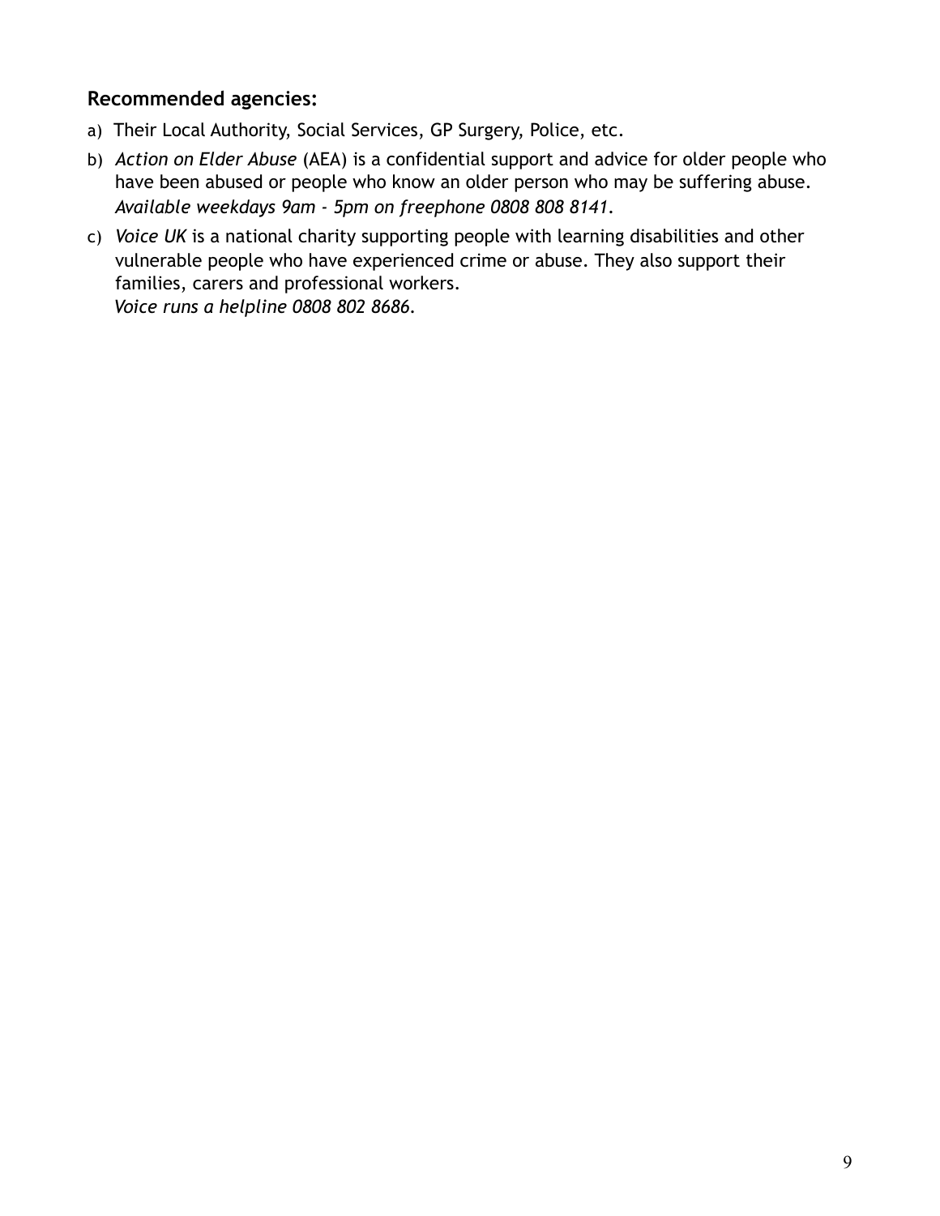**Recommended agencies:**

a) Their Local Authority, Social Services, GP Surgery, Police, etc.

b) *Action on Elder Abuse* (AEA) is a confidential support and advice for older people who have been abused or people who know an older person who may be suffering abuse.
*Available weekdays 9am - 5pm on freephone 0808 808 8141.*

c) *Voice UK* is a national charity supporting people with learning disabilities and other vulnerable people who have experienced crime or abuse. They also support their families, carers and professional workers.
*Voice runs a helpline 0808 802 8686.*